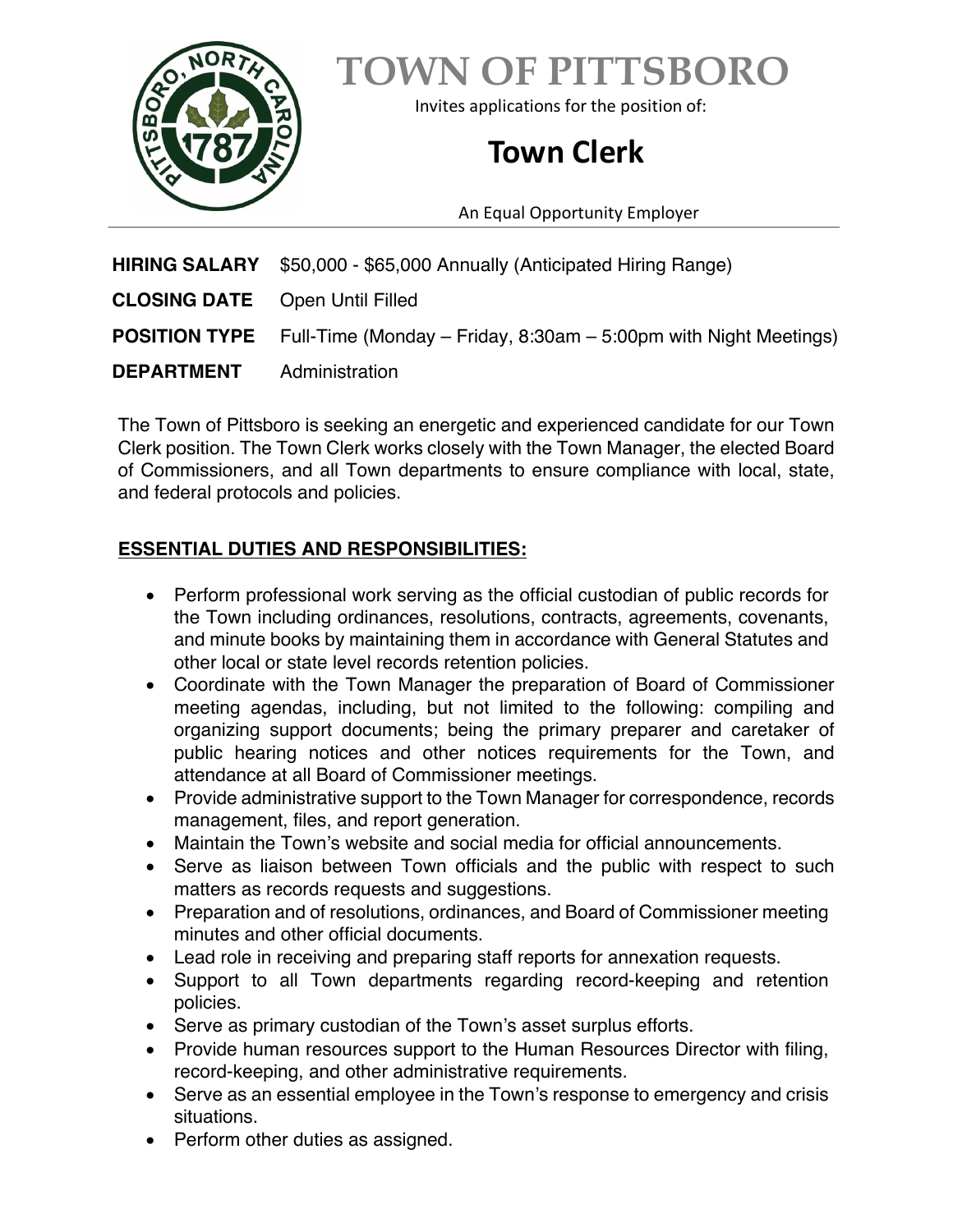# TOWN OF PITTSBORO

Invites applications for the position of:

## Town Clerk

An Equal Opportunity Employer

---

**HIRING SALARY** $50,000 - $65,000 Annually (Anticipated Hiring Range)

**CLOSING DATE** Open Until Filled

**POSITION TYPE** Full-Time (Monday – Friday, 8:30am – 5:00pm with Night Meetings)

**DEPARTMENT** Administration

The Town of Pittsboro is seeking an energetic and experienced candidate for our Town Clerk position. The Town Clerk works closely with the Town Manager, the elected Board of Commissioners, and all Town departments to ensure compliance with local, state, and federal protocols and policies.

**ESSENTIAL DUTIES AND RESPONSIBILITIES:**

- Perform professional work serving as the official custodian of public records for the Town including ordinances, resolutions, contracts, agreements, covenants, and minute books by maintaining them in accordance with General Statutes and other local or state level records retention policies.
- Coordinate with the Town Manager the preparation of Board of Commissioner meeting agendas, including, but not limited to the following: compiling and organizing support documents; being the primary preparer and caretaker of public hearing notices and other notices requirements for the Town, and attendance at all Board of Commissioner meetings.
- Provide administrative support to the Town Manager for correspondence, records management, files, and report generation.
- Maintain the Town's website and social media for official announcements.
- Serve as liaison between Town officials and the public with respect to such matters as records requests and suggestions.
- Preparation and of resolutions, ordinances, and Board of Commissioner meeting minutes and other official documents.
- Lead role in receiving and preparing staff reports for annexation requests.
- Support to all Town departments regarding record-keeping and retention policies.
- Serve as primary custodian of the Town's asset surplus efforts.
- Provide human resources support to the Human Resources Director with filing, record-keeping, and other administrative requirements.
- Serve as an essential employee in the Town's response to emergency and crisis situations.
- Perform other duties as assigned.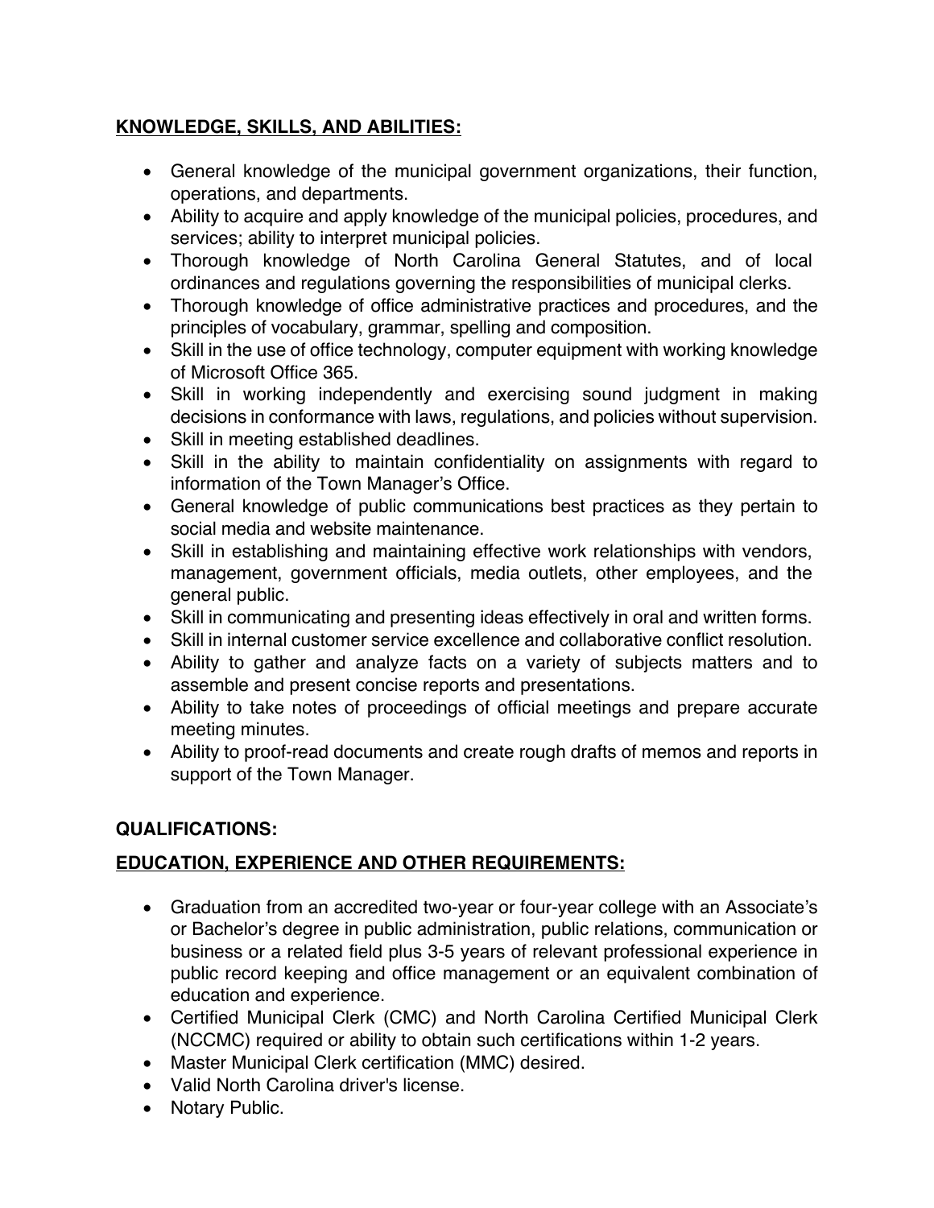**KNOWLEDGE, SKILLS, AND ABILITIES:**

- General knowledge of the municipal government organizations, their function, operations, and departments.
- Ability to acquire and apply knowledge of the municipal policies, procedures, and services; ability to interpret municipal policies.
- Thorough knowledge of North Carolina General Statutes, and of local ordinances and regulations governing the responsibilities of municipal clerks.
- Thorough knowledge of office administrative practices and procedures, and the principles of vocabulary, grammar, spelling and composition.
- Skill in the use of office technology, computer equipment with working knowledge of Microsoft Office 365.
- Skill in working independently and exercising sound judgment in making decisions in conformance with laws, regulations, and policies without supervision.
- Skill in meeting established deadlines.
- Skill in the ability to maintain confidentiality on assignments with regard to information of the Town Manager's Office.
- General knowledge of public communications best practices as they pertain to social media and website maintenance.
- Skill in establishing and maintaining effective work relationships with vendors, management, government officials, media outlets, other employees, and the general public.
- Skill in communicating and presenting ideas effectively in oral and written forms.
- Skill in internal customer service excellence and collaborative conflict resolution.
- Ability to gather and analyze facts on a variety of subjects matters and to assemble and present concise reports and presentations.
- Ability to take notes of proceedings of official meetings and prepare accurate meeting minutes.
- Ability to proof-read documents and create rough drafts of memos and reports in support of the Town Manager.

**QUALIFICATIONS:**

**EDUCATION, EXPERIENCE AND OTHER REQUIREMENTS:**

- Graduation from an accredited two-year or four-year college with an Associate's or Bachelor's degree in public administration, public relations, communication or business or a related field plus 3-5 years of relevant professional experience in public record keeping and office management or an equivalent combination of education and experience.
- Certified Municipal Clerk (CMC) and North Carolina Certified Municipal Clerk (NCCMC) required or ability to obtain such certifications within 1-2 years.
- Master Municipal Clerk certification (MMC) desired.
- Valid North Carolina driver's license.
- Notary Public.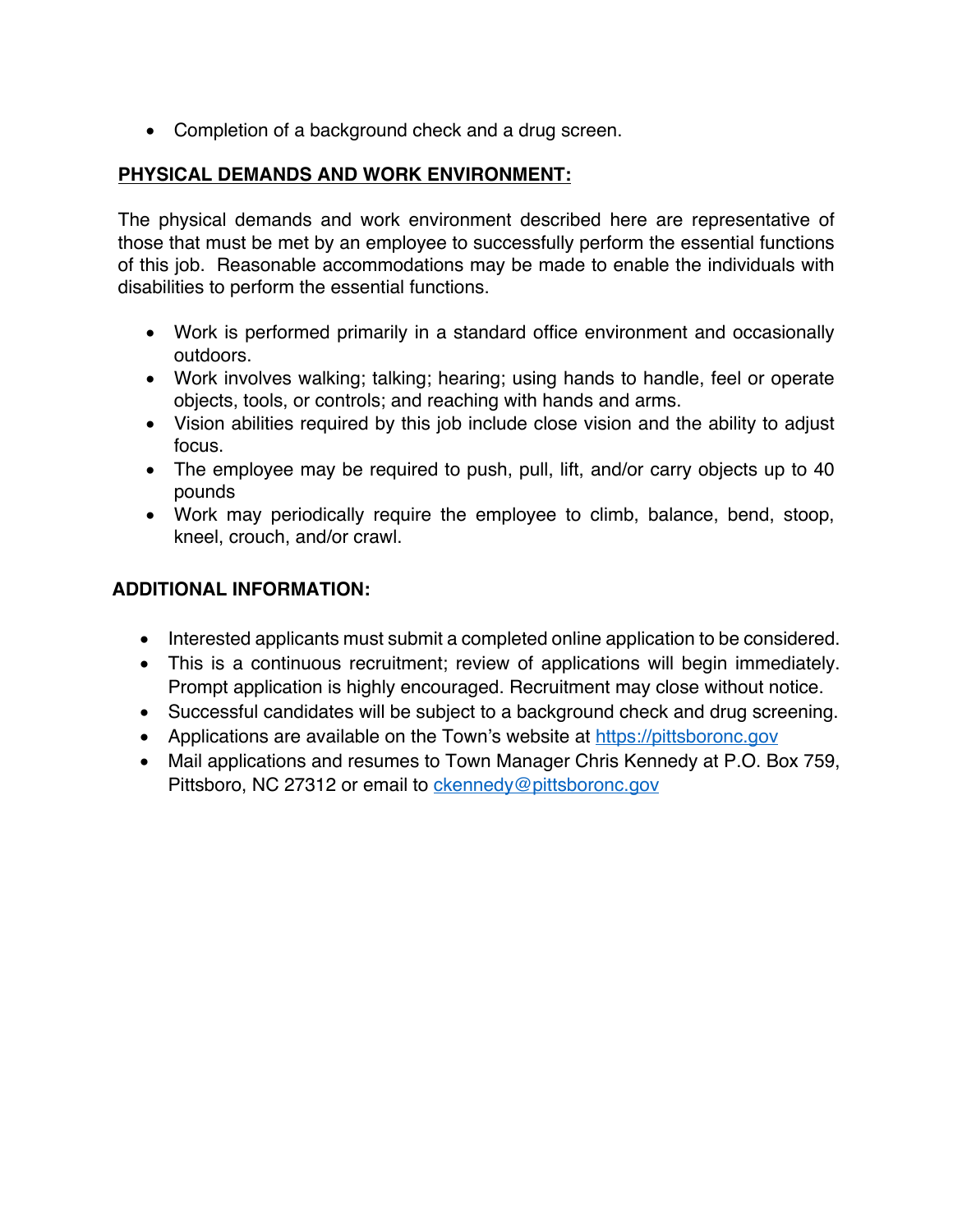- Completion of a background check and a drug screen.

## PHYSICAL DEMANDS AND WORK ENVIRONMENT:

The physical demands and work environment described here are representative of those that must be met by an employee to successfully perform the essential functions of this job. Reasonable accommodations may be made to enable the individuals with disabilities to perform the essential functions.

- Work is performed primarily in a standard office environment and occasionally outdoors.
- Work involves walking; talking; hearing; using hands to handle, feel or operate objects, tools, or controls; and reaching with hands and arms.
- Vision abilities required by this job include close vision and the ability to adjust focus.
- The employee may be required to push, pull, lift, and/or carry objects up to 40 pounds
- Work may periodically require the employee to climb, balance, bend, stoop, kneel, crouch, and/or crawl.

## ADDITIONAL INFORMATION:

- Interested applicants must submit a completed online application to be considered.
- This is a continuous recruitment; review of applications will begin immediately. Prompt application is highly encouraged. Recruitment may close without notice.
- Successful candidates will be subject to a background check and drug screening.
- Applications are available on the Town's website at https://pittsboronc.gov
- Mail applications and resumes to Town Manager Chris Kennedy at P.O. Box 759, Pittsboro, NC 27312 or email to ckennedy@pittsboronc.gov